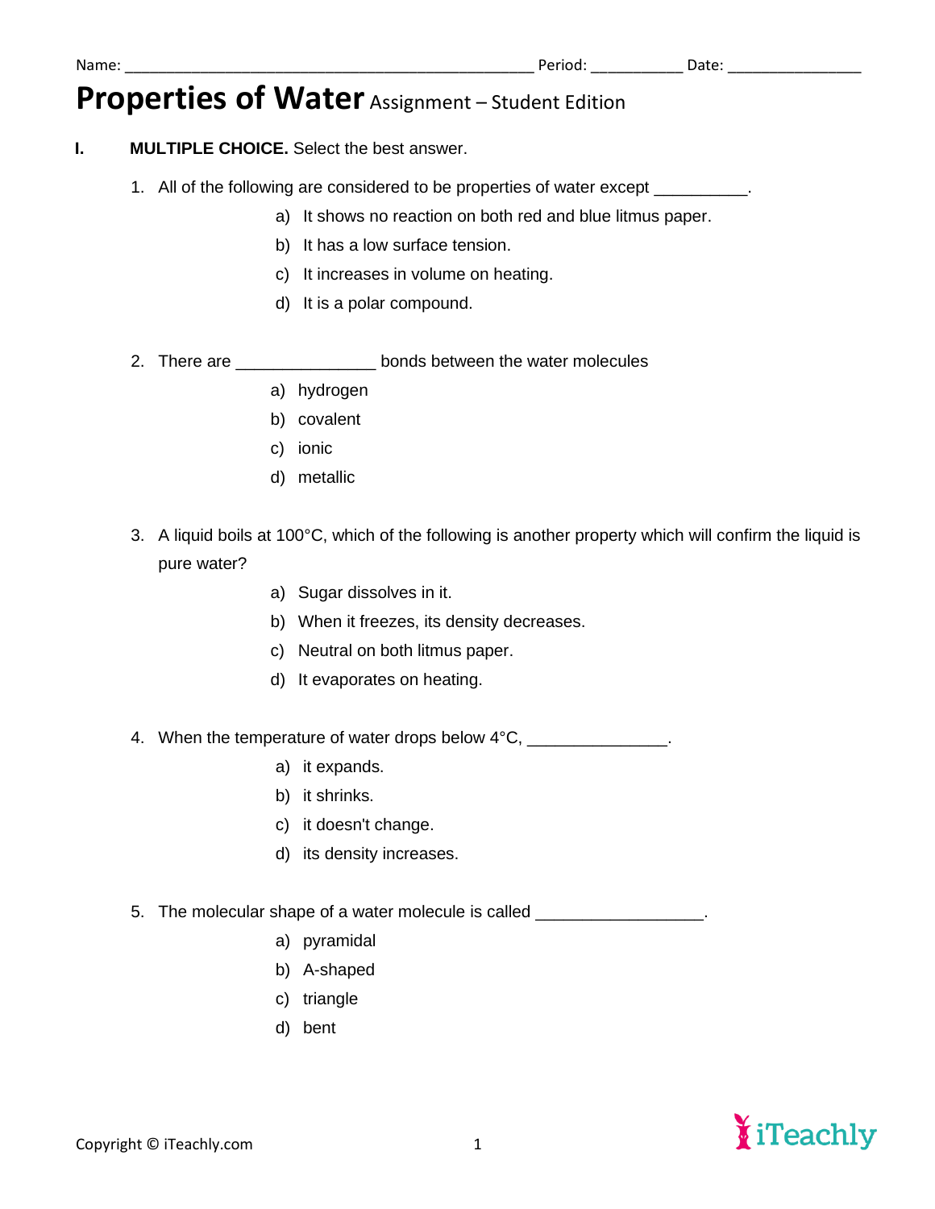Name: ______________________________________________ Period: __________ Date: _______________

# Properties of Water Assignment – Student Edition

**I. MULTIPLE CHOICE.** Select the best answer.

1. All of the following are considered to be properties of water except __________.
   a) It shows no reaction on both red and blue litmus paper.
   b) It has a low surface tension.
   c) It increases in volume on heating.
   d) It is a polar compound.

2. There are _______________ bonds between the water molecules
   a) hydrogen
   b) covalent
   c) ionic
   d) metallic

3. A liquid boils at 100°C, which of the following is another property which will confirm the liquid is pure water?
   a) Sugar dissolves in it.
   b) When it freezes, its density decreases.
   c) Neutral on both litmus paper.
   d) It evaporates on heating.

4. When the temperature of water drops below 4°C, _______________.
   a) it expands.
   b) it shrinks.
   c) it doesn't change.
   d) its density increases.

5. The molecular shape of a water molecule is called __________________.
   a) pyramidal
   b) A-shaped
   c) triangle
   d) bent

Copyright © iTeachly.com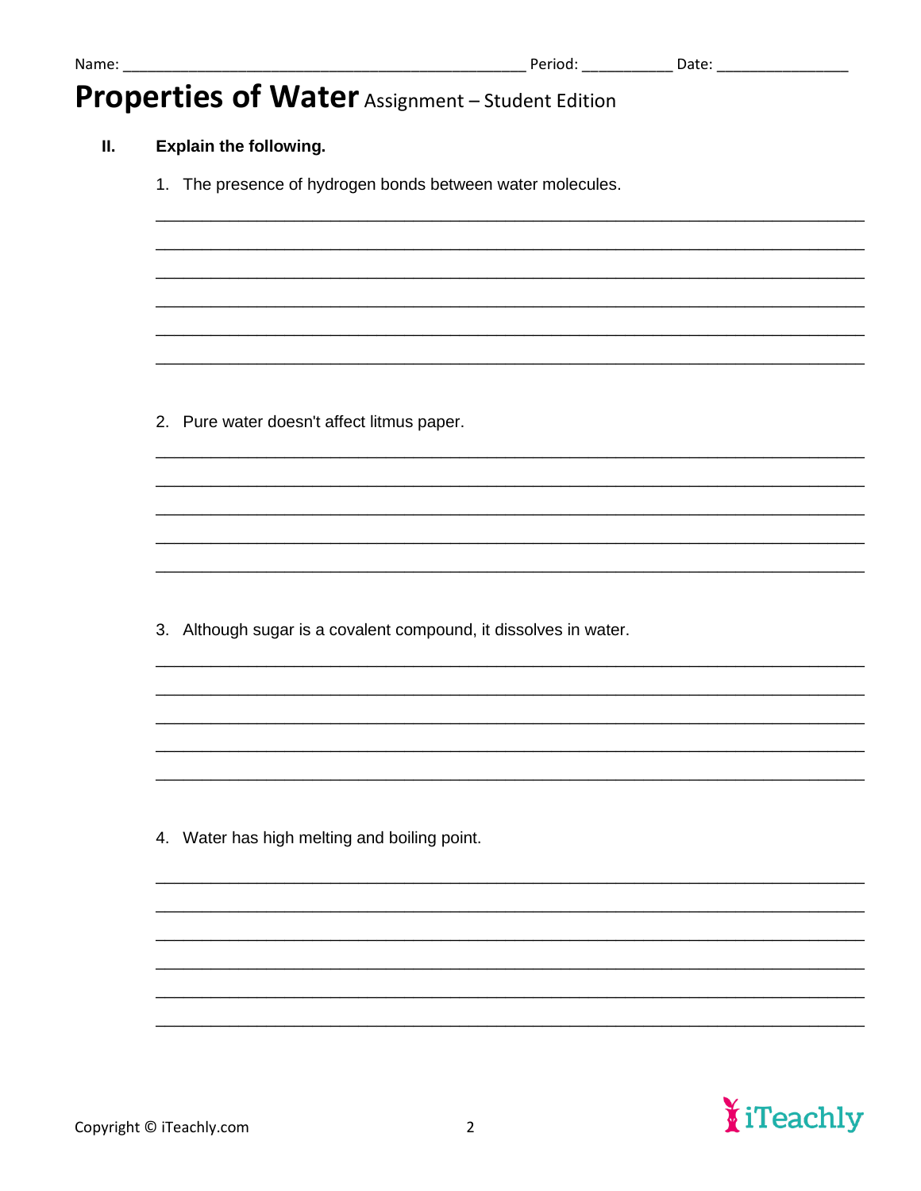Name: ______________________________ Period: __________ Date: ______________

# Properties of Water Assignment – Student Edition

**II. Explain the following.**

1. The presence of hydrogen bonds between water molecules.

______________________________________________________________________

______________________________________________________________________

______________________________________________________________________

______________________________________________________________________

______________________________________________________________________

______________________________________________________________________

2. Pure water doesn't affect litmus paper.

______________________________________________________________________

______________________________________________________________________

______________________________________________________________________

______________________________________________________________________

______________________________________________________________________

3. Although sugar is a covalent compound, it dissolves in water.

______________________________________________________________________

______________________________________________________________________

______________________________________________________________________

______________________________________________________________________

______________________________________________________________________

4. Water has high melting and boiling point.

______________________________________________________________________

______________________________________________________________________

______________________________________________________________________

______________________________________________________________________

______________________________________________________________________

______________________________________________________________________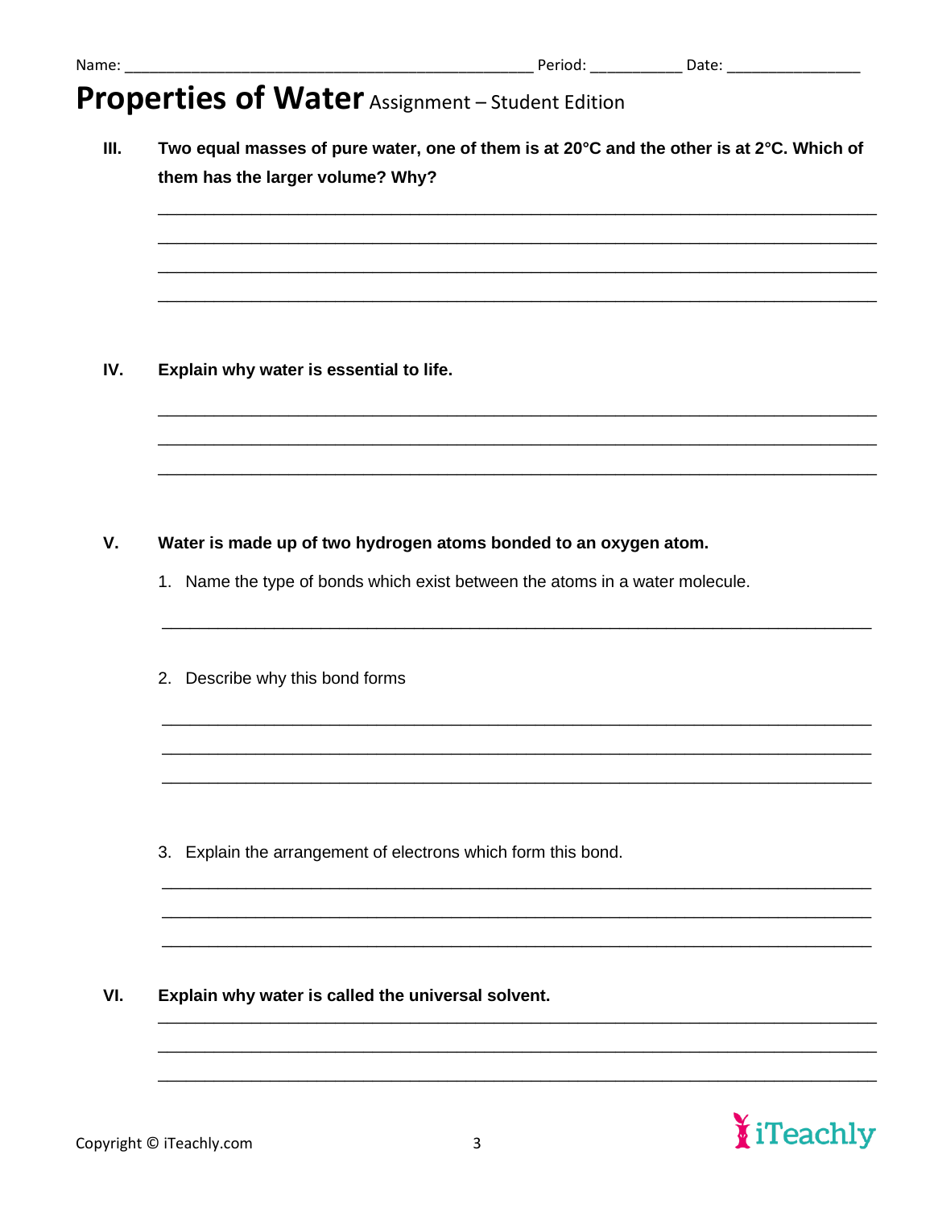Name: ______________________________________________ Period: __________ Date: _______________

# Properties of Water Assignment – Student Edition

**III.** **Two equal masses of pure water, one of them is at 20°C and the other is at 2°C. Which of them has the larger volume? Why?**

______________________________________________________________________________

______________________________________________________________________________

______________________________________________________________________________

______________________________________________________________________________

**IV.** **Explain why water is essential to life.**

______________________________________________________________________________

______________________________________________________________________________

______________________________________________________________________________

**V.** **Water is made up of two hydrogen atoms bonded to an oxygen atom.**

1. Name the type of bonds which exist between the atoms in a water molecule.

______________________________________________________________________________

2. Describe why this bond forms

______________________________________________________________________________

______________________________________________________________________________

______________________________________________________________________________

3. Explain the arrangement of electrons which form this bond.

______________________________________________________________________________

______________________________________________________________________________

______________________________________________________________________________

**VI.** **Explain why water is called the universal solvent.**

______________________________________________________________________________

______________________________________________________________________________

______________________________________________________________________________